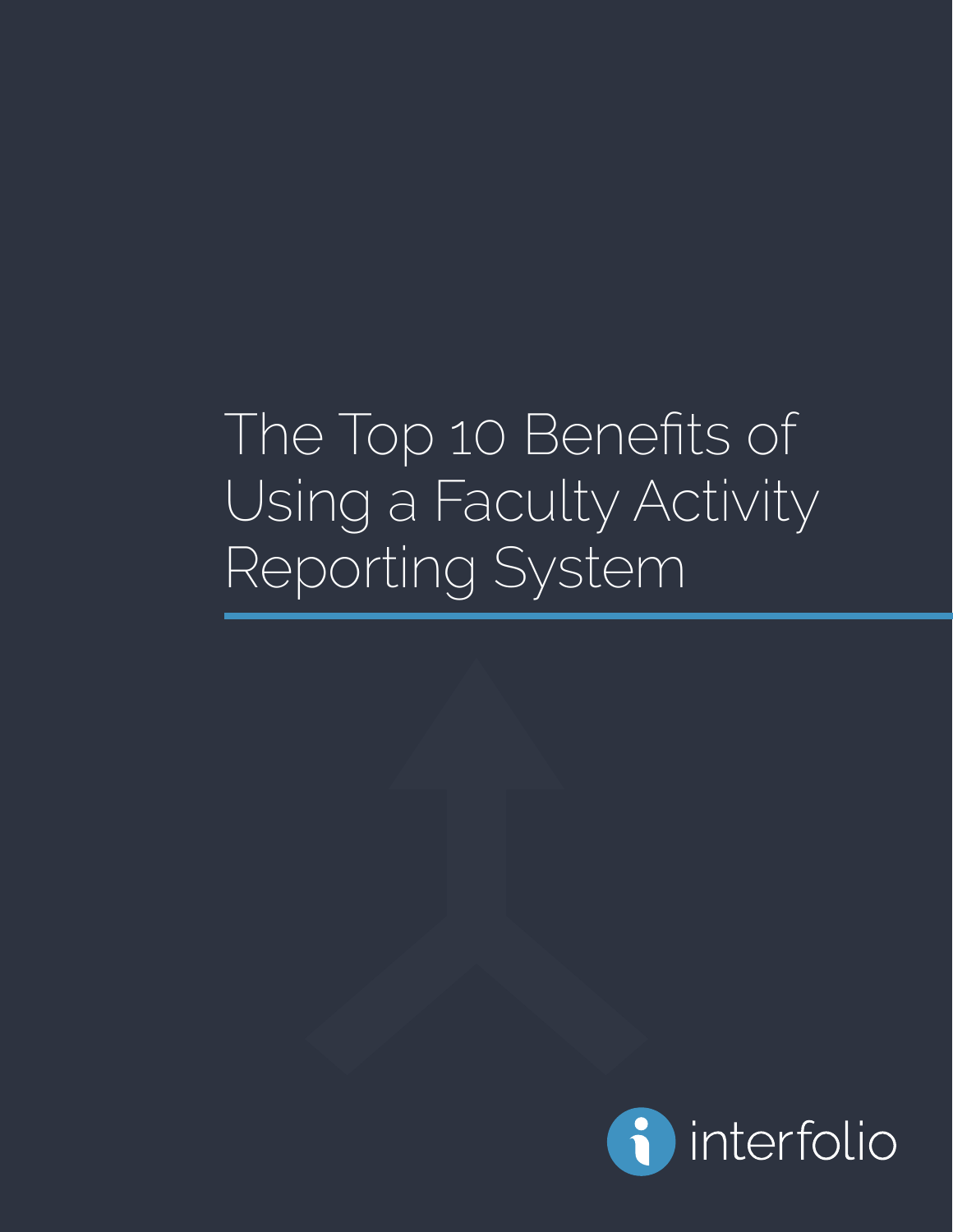# The Top 10 Benefits of Using a Faculty Activity Reporting System

interfolio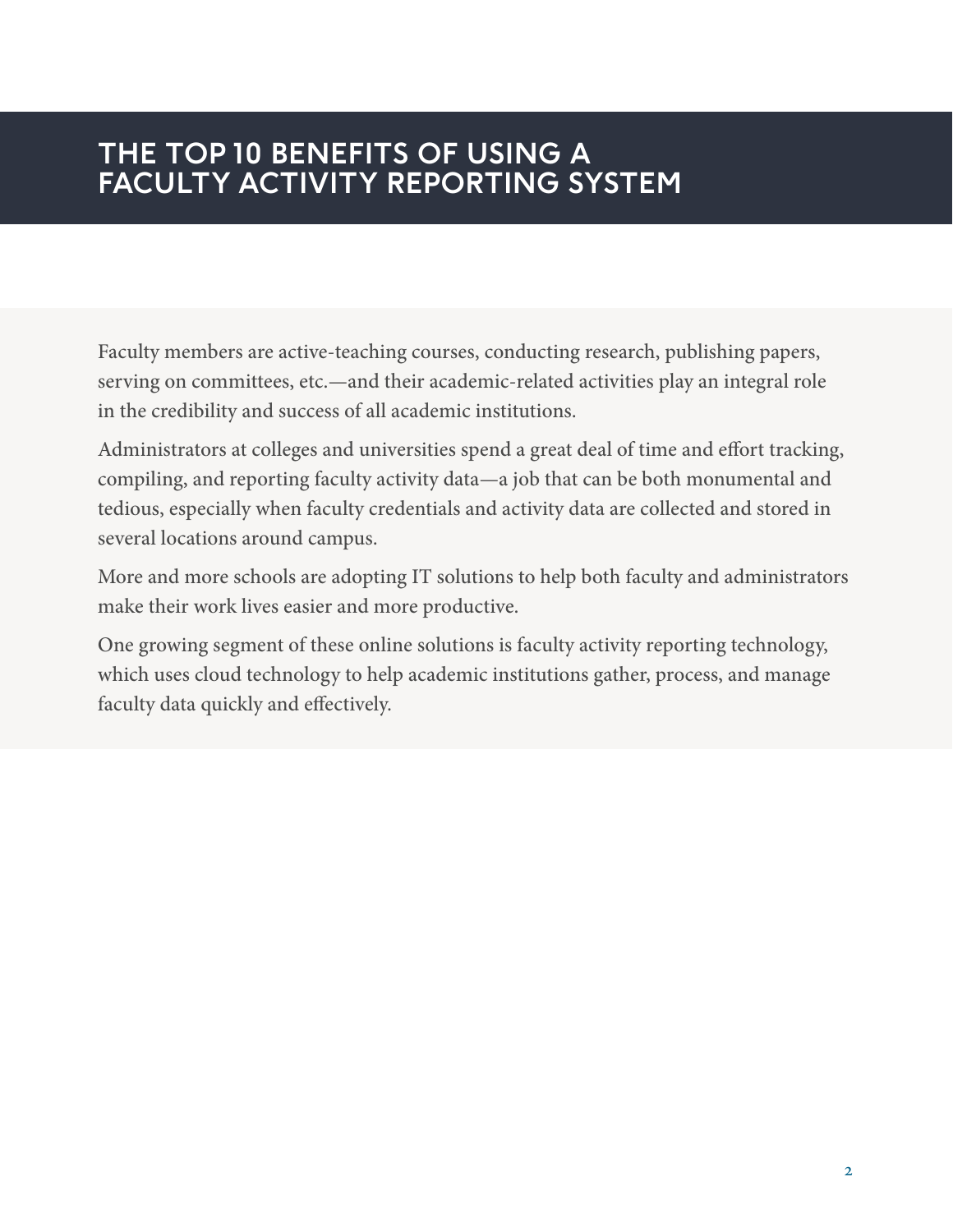# THE TOP 10 BENEFITS OF USING A FACULTY ACTIVITY REPORTING SYSTEM

Faculty members are active-teaching courses, conducting research, publishing papers, serving on committees, etc.—and their academic-related activities play an integral role in the credibility and success of all academic institutions.

Administrators at colleges and universities spend a great deal of time and effort tracking, compiling, and reporting faculty activity data—a job that can be both monumental and tedious, especially when faculty credentials and activity data are collected and stored in several locations around campus.

More and more schools are adopting IT solutions to help both faculty and administrators make their work lives easier and more productive.

One growing segment of these online solutions is faculty activity reporting technology, which uses cloud technology to help academic institutions gather, process, and manage faculty data quickly and effectively.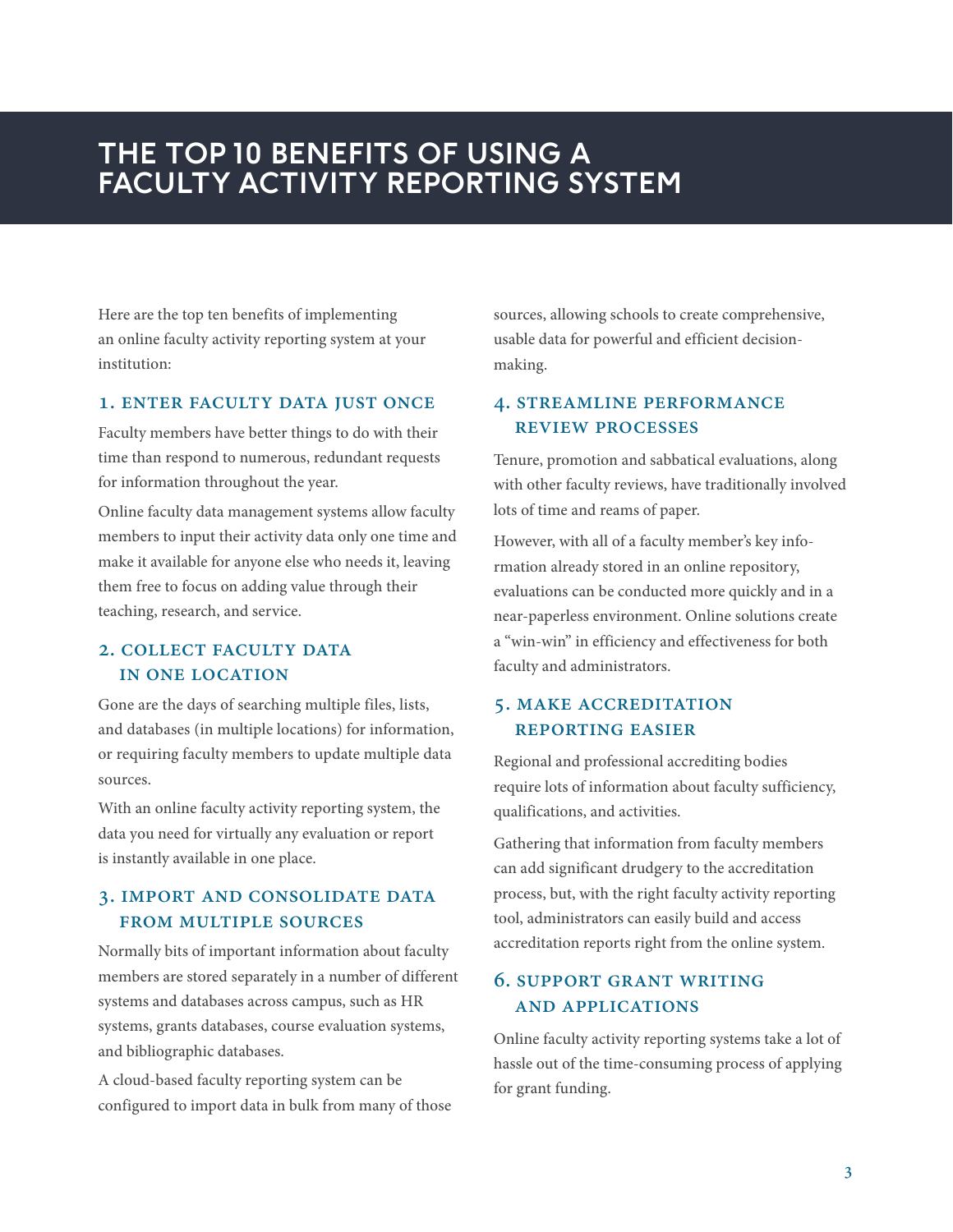# THE TOP 10 BENEFITS OF USING A FACULTY ACTIVITY REPORTING SYSTEM

Here are the top ten benefits of implementing an online faculty activity reporting system at your institution:

### 1. ENTER FACULTY DATA JUST ONCE

Faculty members have better things to do with their time than respond to numerous, redundant requests for information throughout the year.

Online faculty data management systems allow faculty members to input their activity data only one time and make it available for anyone else who needs it, leaving them free to focus on adding value through their teaching, research, and service.

### 2. COLLECT FACULTY DATA IN ONE LOCATION

Gone are the days of searching multiple files, lists, and databases (in multiple locations) for information, or requiring faculty members to update multiple data sources.

With an online faculty activity reporting system, the data you need for virtually any evaluation or report is instantly available in one place.

### 3. IMPORT AND CONSOLIDATE DATA FROM MULTIPLE SOURCES

Normally bits of important information about faculty members are stored separately in a number of different systems and databases across campus, such as HR systems, grants databases, course evaluation systems, and bibliographic databases.

A cloud-based faculty reporting system can be configured to import data in bulk from many of those sources, allowing schools to create comprehensive, usable data for powerful and efficient decision-making.

### 4. STREAMLINE PERFORMANCE REVIEW PROCESSES

Tenure, promotion and sabbatical evaluations, along with other faculty reviews, have traditionally involved lots of time and reams of paper.

However, with all of a faculty member's key information already stored in an online repository, evaluations can be conducted more quickly and in a near-paperless environment. Online solutions create a "win-win" in efficiency and effectiveness for both faculty and administrators.

### 5. MAKE ACCREDITATION REPORTING EASIER

Regional and professional accrediting bodies require lots of information about faculty sufficiency, qualifications, and activities.

Gathering that information from faculty members can add significant drudgery to the accreditation process, but, with the right faculty activity reporting tool, administrators can easily build and access accreditation reports right from the online system.

### 6. SUPPORT GRANT WRITING AND APPLICATIONS

Online faculty activity reporting systems take a lot of hassle out of the time-consuming process of applying for grant funding.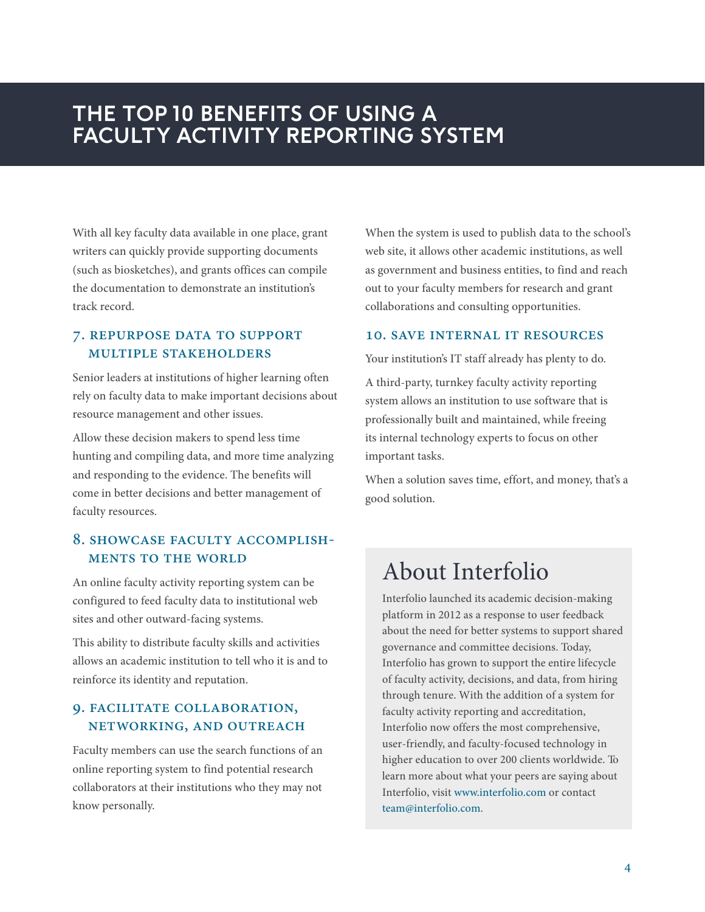# THE TOP 10 BENEFITS OF USING A FACULTY ACTIVITY REPORTING SYSTEM

With all key faculty data available in one place, grant writers can quickly provide supporting documents (such as biosketches), and grants offices can compile the documentation to demonstrate an institution's track record.

### 7. REPURPOSE DATA TO SUPPORT MULTIPLE STAKEHOLDERS

Senior leaders at institutions of higher learning often rely on faculty data to make important decisions about resource management and other issues.

Allow these decision makers to spend less time hunting and compiling data, and more time analyzing and responding to the evidence. The benefits will come in better decisions and better management of faculty resources.

### 8. SHOWCASE FACULTY ACCOMPLISHMENTS TO THE WORLD

An online faculty activity reporting system can be configured to feed faculty data to institutional web sites and other outward-facing systems.

This ability to distribute faculty skills and activities allows an academic institution to tell who it is and to reinforce its identity and reputation.

### 9. FACILITATE COLLABORATION, NETWORKING, AND OUTREACH

Faculty members can use the search functions of an online reporting system to find potential research collaborators at their institutions who they may not know personally.

When the system is used to publish data to the school's web site, it allows other academic institutions, as well as government and business entities, to find and reach out to your faculty members for research and grant collaborations and consulting opportunities.

### 10. SAVE INTERNAL IT RESOURCES

Your institution's IT staff already has plenty to do.

A third-party, turnkey faculty activity reporting system allows an institution to use software that is professionally built and maintained, while freeing its internal technology experts to focus on other important tasks.

When a solution saves time, effort, and money, that's a good solution.

## About Interfolio

Interfolio launched its academic decision-making platform in 2012 as a response to user feedback about the need for better systems to support shared governance and committee decisions. Today, Interfolio has grown to support the entire lifecycle of faculty activity, decisions, and data, from hiring through tenure. With the addition of a system for faculty activity reporting and accreditation, Interfolio now offers the most comprehensive, user-friendly, and faculty-focused technology in higher education to over 200 clients worldwide. To learn more about what your peers are saying about Interfolio, visit www.interfolio.com or contact team@interfolio.com.